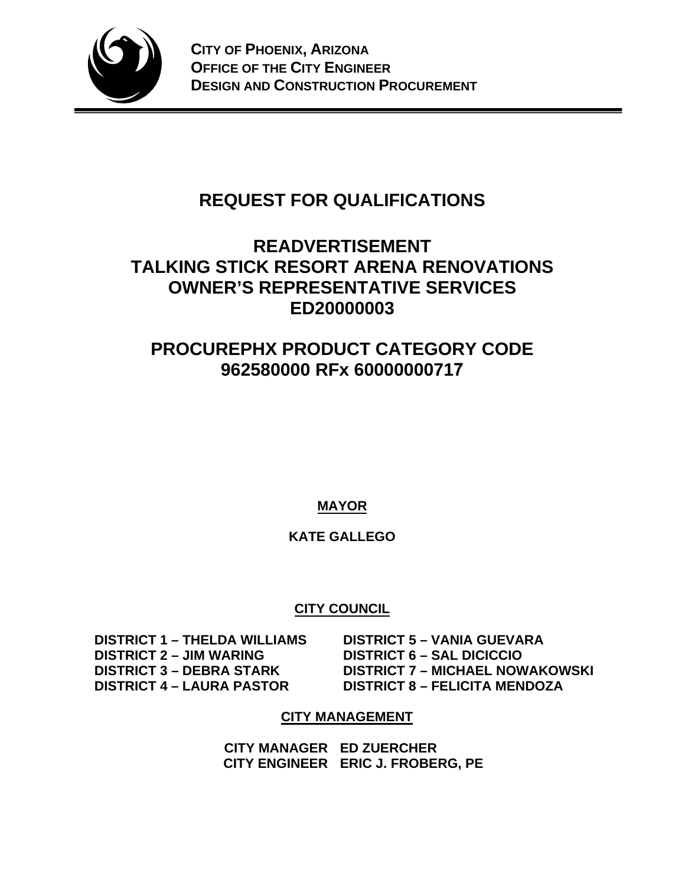**CITY OF PHOENIX, ARIZONA**
**OFFICE OF THE CITY ENGINEER**
**DESIGN AND CONSTRUCTION PROCUREMENT**

# REQUEST FOR QUALIFICATIONS

# READVERTISEMENT
# TALKING STICK RESORT ARENA RENOVATIONS
# OWNER'S REPRESENTATIVE SERVICES
# ED20000003

# PROCUREPHX PRODUCT CATEGORY CODE
# 962580000 RFx 60000000717

**MAYOR**

**KATE GALLEGO**

**CITY COUNCIL**

**DISTRICT 1 – THELDA WILLIAMS**
**DISTRICT 2 – JIM WARING**
**DISTRICT 3 – DEBRA STARK**
**DISTRICT 4 – LAURA PASTOR**
**DISTRICT 5 – VANIA GUEVARA**
**DISTRICT 6 – SAL DICICCIO**
**DISTRICT 7 – MICHAEL NOWAKOWSKI**
**DISTRICT 8 – FELICITA MENDOZA**

**CITY MANAGEMENT**

**CITY MANAGER ED ZUERCHER**
**CITY ENGINEER ERIC J. FROBERG, PE**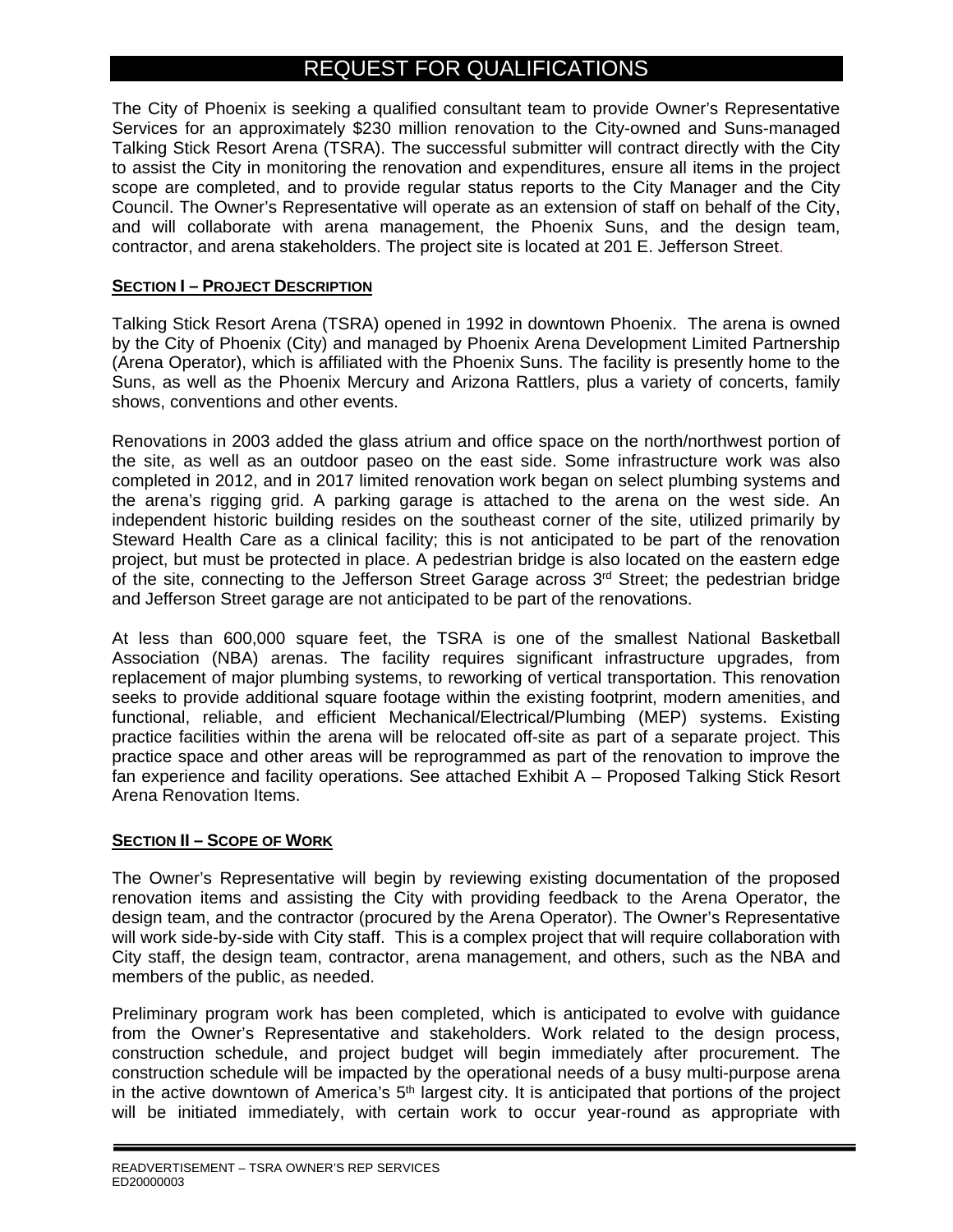# REQUEST FOR QUALIFICATIONS

The City of Phoenix is seeking a qualified consultant team to provide Owner's Representative Services for an approximately $230 million renovation to the City-owned and Suns-managed Talking Stick Resort Arena (TSRA). The successful submitter will contract directly with the City to assist the City in monitoring the renovation and expenditures, ensure all items in the project scope are completed, and to provide regular status reports to the City Manager and the City Council. The Owner's Representative will operate as an extension of staff on behalf of the City, and will collaborate with arena management, the Phoenix Suns, and the design team, contractor, and arena stakeholders. The project site is located at 201 E. Jefferson Street.

## SECTION I – PROJECT DESCRIPTION

Talking Stick Resort Arena (TSRA) opened in 1992 in downtown Phoenix. The arena is owned by the City of Phoenix (City) and managed by Phoenix Arena Development Limited Partnership (Arena Operator), which is affiliated with the Phoenix Suns. The facility is presently home to the Suns, as well as the Phoenix Mercury and Arizona Rattlers, plus a variety of concerts, family shows, conventions and other events.

Renovations in 2003 added the glass atrium and office space on the north/northwest portion of the site, as well as an outdoor paseo on the east side. Some infrastructure work was also completed in 2012, and in 2017 limited renovation work began on select plumbing systems and the arena's rigging grid. A parking garage is attached to the arena on the west side. An independent historic building resides on the southeast corner of the site, utilized primarily by Steward Health Care as a clinical facility; this is not anticipated to be part of the renovation project, but must be protected in place. A pedestrian bridge is also located on the eastern edge of the site, connecting to the Jefferson Street Garage across 3rd Street; the pedestrian bridge and Jefferson Street garage are not anticipated to be part of the renovations.

At less than 600,000 square feet, the TSRA is one of the smallest National Basketball Association (NBA) arenas. The facility requires significant infrastructure upgrades, from replacement of major plumbing systems, to reworking of vertical transportation. This renovation seeks to provide additional square footage within the existing footprint, modern amenities, and functional, reliable, and efficient Mechanical/Electrical/Plumbing (MEP) systems. Existing practice facilities within the arena will be relocated off-site as part of a separate project. This practice space and other areas will be reprogrammed as part of the renovation to improve the fan experience and facility operations. See attached Exhibit A – Proposed Talking Stick Resort Arena Renovation Items.

## SECTION II – SCOPE OF WORK

The Owner's Representative will begin by reviewing existing documentation of the proposed renovation items and assisting the City with providing feedback to the Arena Operator, the design team, and the contractor (procured by the Arena Operator). The Owner's Representative will work side-by-side with City staff. This is a complex project that will require collaboration with City staff, the design team, contractor, arena management, and others, such as the NBA and members of the public, as needed.

Preliminary program work has been completed, which is anticipated to evolve with guidance from the Owner's Representative and stakeholders. Work related to the design process, construction schedule, and project budget will begin immediately after procurement. The construction schedule will be impacted by the operational needs of a busy multi-purpose arena in the active downtown of America's 5th largest city. It is anticipated that portions of the project will be initiated immediately, with certain work to occur year-round as appropriate with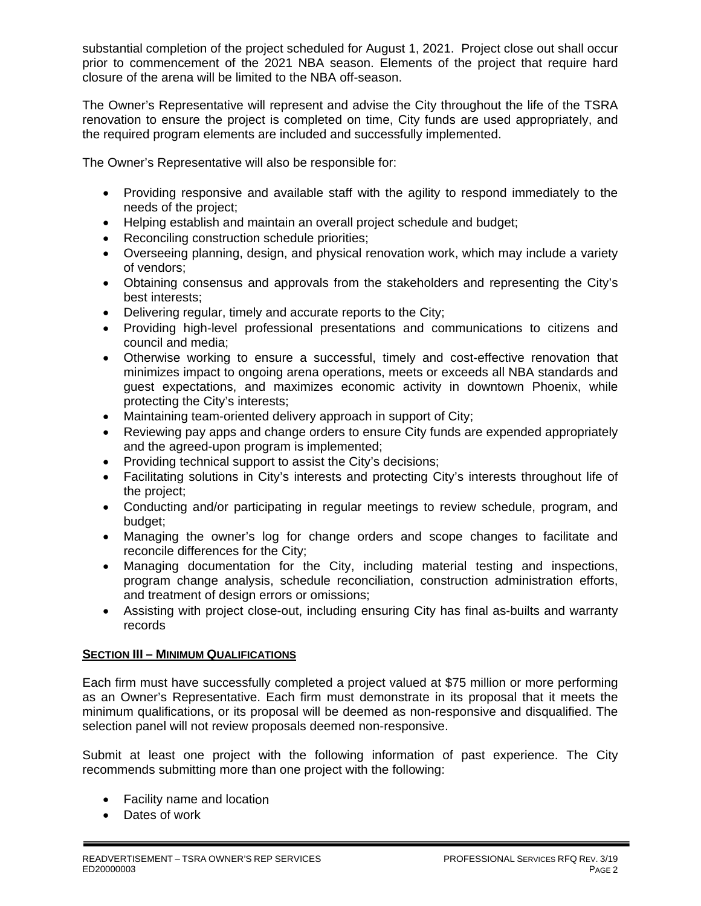substantial completion of the project scheduled for August 1, 2021. Project close out shall occur prior to commencement of the 2021 NBA season. Elements of the project that require hard closure of the arena will be limited to the NBA off-season.

The Owner's Representative will represent and advise the City throughout the life of the TSRA renovation to ensure the project is completed on time, City funds are used appropriately, and the required program elements are included and successfully implemented.

The Owner's Representative will also be responsible for:

- Providing responsive and available staff with the agility to respond immediately to the needs of the project;
- Helping establish and maintain an overall project schedule and budget;
- Reconciling construction schedule priorities;
- Overseeing planning, design, and physical renovation work, which may include a variety of vendors;
- Obtaining consensus and approvals from the stakeholders and representing the City's best interests;
- Delivering regular, timely and accurate reports to the City;
- Providing high-level professional presentations and communications to citizens and council and media;
- Otherwise working to ensure a successful, timely and cost-effective renovation that minimizes impact to ongoing arena operations, meets or exceeds all NBA standards and guest expectations, and maximizes economic activity in downtown Phoenix, while protecting the City's interests;
- Maintaining team-oriented delivery approach in support of City;
- Reviewing pay apps and change orders to ensure City funds are expended appropriately and the agreed-upon program is implemented;
- Providing technical support to assist the City's decisions;
- Facilitating solutions in City's interests and protecting City's interests throughout life of the project;
- Conducting and/or participating in regular meetings to review schedule, program, and budget;
- Managing the owner's log for change orders and scope changes to facilitate and reconcile differences for the City;
- Managing documentation for the City, including material testing and inspections, program change analysis, schedule reconciliation, construction administration efforts, and treatment of design errors or omissions;
- Assisting with project close-out, including ensuring City has final as-builts and warranty records

## SECTION III – MINIMUM QUALIFICATIONS

Each firm must have successfully completed a project valued at $75 million or more performing as an Owner's Representative. Each firm must demonstrate in its proposal that it meets the minimum qualifications, or its proposal will be deemed as non-responsive and disqualified. The selection panel will not review proposals deemed non-responsive.

Submit at least one project with the following information of past experience. The City recommends submitting more than one project with the following:

- Facility name and location
- Dates of work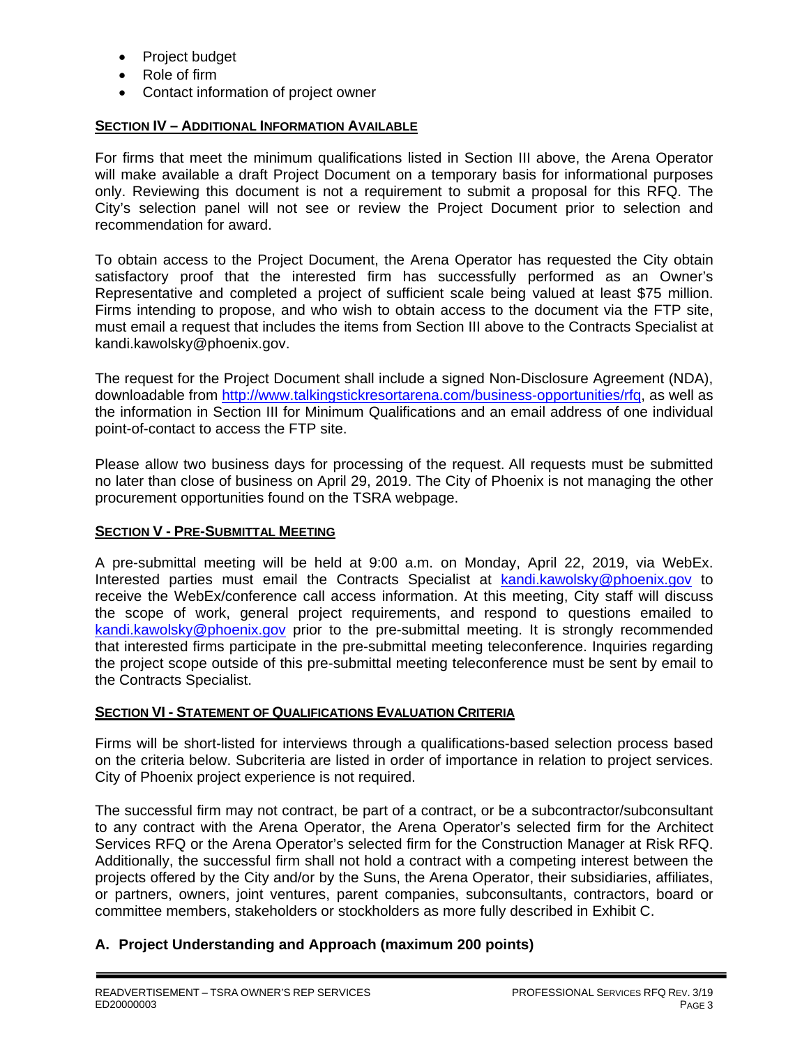- Project budget
- Role of firm
- Contact information of project owner

## SECTION IV – ADDITIONAL INFORMATION AVAILABLE

For firms that meet the minimum qualifications listed in Section III above, the Arena Operator will make available a draft Project Document on a temporary basis for informational purposes only. Reviewing this document is not a requirement to submit a proposal for this RFQ. The City's selection panel will not see or review the Project Document prior to selection and recommendation for award.

To obtain access to the Project Document, the Arena Operator has requested the City obtain satisfactory proof that the interested firm has successfully performed as an Owner's Representative and completed a project of sufficient scale being valued at least $75 million. Firms intending to propose, and who wish to obtain access to the document via the FTP site, must email a request that includes the items from Section III above to the Contracts Specialist at kandi.kawolsky@phoenix.gov.

The request for the Project Document shall include a signed Non-Disclosure Agreement (NDA), downloadable from http://www.talkingstickresortarena.com/business-opportunities/rfq, as well as the information in Section III for Minimum Qualifications and an email address of one individual point-of-contact to access the FTP site.

Please allow two business days for processing of the request. All requests must be submitted no later than close of business on April 29, 2019. The City of Phoenix is not managing the other procurement opportunities found on the TSRA webpage.

## SECTION V - PRE-SUBMITTAL MEETING

A pre-submittal meeting will be held at 9:00 a.m. on Monday, April 22, 2019, via WebEx. Interested parties must email the Contracts Specialist at kandi.kawolsky@phoenix.gov to receive the WebEx/conference call access information. At this meeting, City staff will discuss the scope of work, general project requirements, and respond to questions emailed to kandi.kawolsky@phoenix.gov prior to the pre-submittal meeting. It is strongly recommended that interested firms participate in the pre-submittal meeting teleconference. Inquiries regarding the project scope outside of this pre-submittal meeting teleconference must be sent by email to the Contracts Specialist.

## SECTION VI - STATEMENT OF QUALIFICATIONS EVALUATION CRITERIA

Firms will be short-listed for interviews through a qualifications-based selection process based on the criteria below. Subcriteria are listed in order of importance in relation to project services. City of Phoenix project experience is not required.

The successful firm may not contract, be part of a contract, or be a subcontractor/subconsultant to any contract with the Arena Operator, the Arena Operator's selected firm for the Architect Services RFQ or the Arena Operator's selected firm for the Construction Manager at Risk RFQ. Additionally, the successful firm shall not hold a contract with a competing interest between the projects offered by the City and/or by the Suns, the Arena Operator, their subsidiaries, affiliates, or partners, owners, joint ventures, parent companies, subconsultants, contractors, board or committee members, stakeholders or stockholders as more fully described in Exhibit C.

### A. Project Understanding and Approach (maximum 200 points)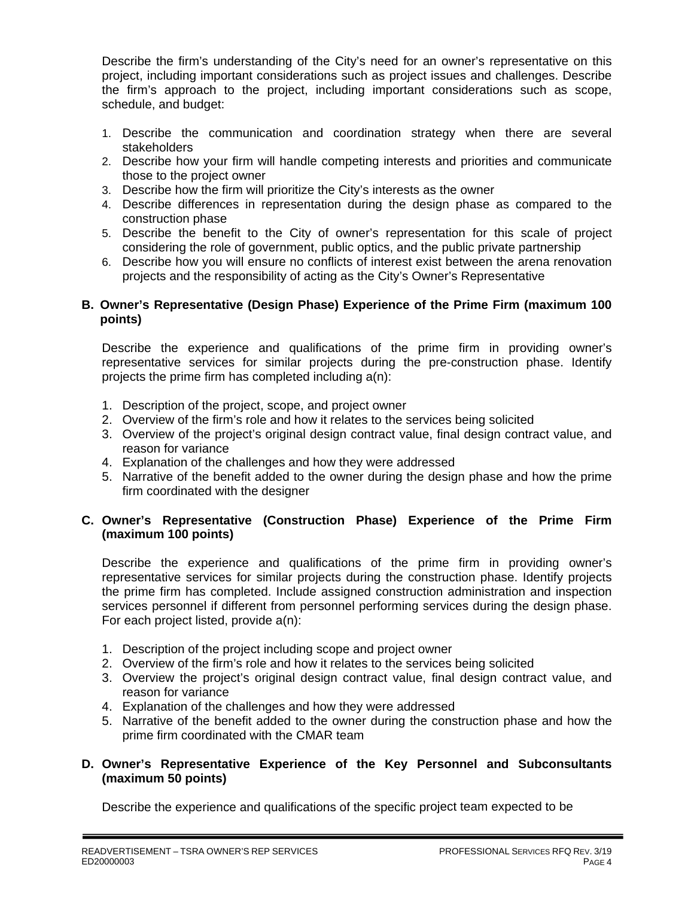Describe the firm's understanding of the City's need for an owner's representative on this project, including important considerations such as project issues and challenges. Describe the firm's approach to the project, including important considerations such as scope, schedule, and budget:

1. Describe the communication and coordination strategy when there are several stakeholders
2. Describe how your firm will handle competing interests and priorities and communicate those to the project owner
3. Describe how the firm will prioritize the City's interests as the owner
4. Describe differences in representation during the design phase as compared to the construction phase
5. Describe the benefit to the City of owner's representation for this scale of project considering the role of government, public optics, and the public private partnership
6. Describe how you will ensure no conflicts of interest exist between the arena renovation projects and the responsibility of acting as the City's Owner's Representative

**B. Owner's Representative (Design Phase) Experience of the Prime Firm (maximum 100 points)**

Describe the experience and qualifications of the prime firm in providing owner's representative services for similar projects during the pre-construction phase. Identify projects the prime firm has completed including a(n):

1. Description of the project, scope, and project owner
2. Overview of the firm's role and how it relates to the services being solicited
3. Overview of the project's original design contract value, final design contract value, and reason for variance
4. Explanation of the challenges and how they were addressed
5. Narrative of the benefit added to the owner during the design phase and how the prime firm coordinated with the designer

**C. Owner's Representative (Construction Phase) Experience of the Prime Firm (maximum 100 points)**

Describe the experience and qualifications of the prime firm in providing owner's representative services for similar projects during the construction phase. Identify projects the prime firm has completed. Include assigned construction administration and inspection services personnel if different from personnel performing services during the design phase. For each project listed, provide a(n):

1. Description of the project including scope and project owner
2. Overview of the firm's role and how it relates to the services being solicited
3. Overview the project's original design contract value, final design contract value, and reason for variance
4. Explanation of the challenges and how they were addressed
5. Narrative of the benefit added to the owner during the construction phase and how the prime firm coordinated with the CMAR team

**D. Owner's Representative Experience of the Key Personnel and Subconsultants (maximum 50 points)**

Describe the experience and qualifications of the specific project team expected to be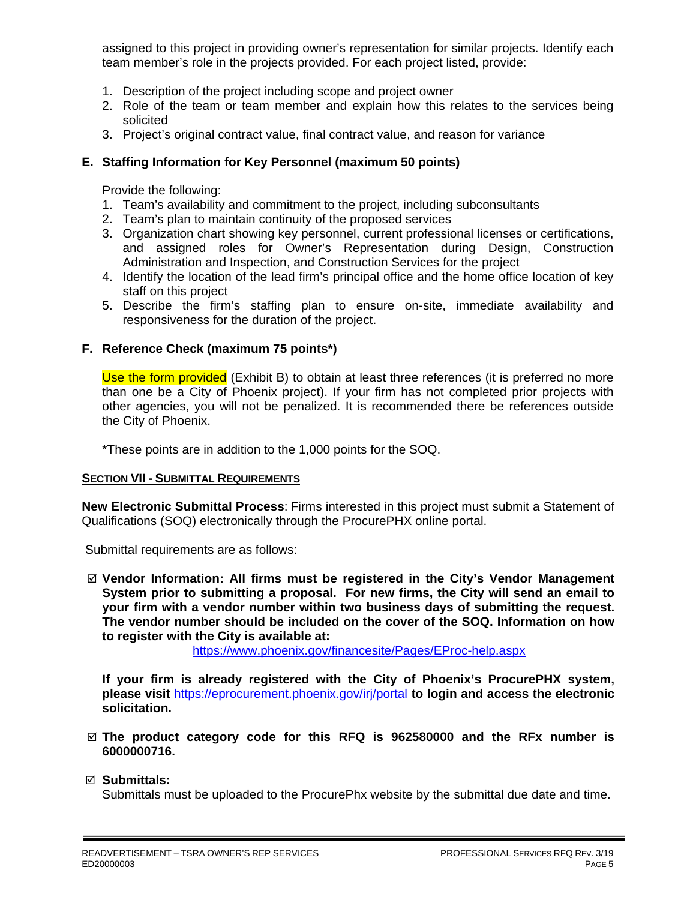assigned to this project in providing owner's representation for similar projects. Identify each team member's role in the projects provided. For each project listed, provide:

1. Description of the project including scope and project owner
2. Role of the team or team member and explain how this relates to the services being solicited
3. Project's original contract value, final contract value, and reason for variance

**E. Staffing Information for Key Personnel (maximum 50 points)**

Provide the following:

1. Team's availability and commitment to the project, including subconsultants
2. Team's plan to maintain continuity of the proposed services
3. Organization chart showing key personnel, current professional licenses or certifications, and assigned roles for Owner's Representation during Design, Construction Administration and Inspection, and Construction Services for the project
4. Identify the location of the lead firm's principal office and the home office location of key staff on this project
5. Describe the firm's staffing plan to ensure on-site, immediate availability and responsiveness for the duration of the project.

**F. Reference Check (maximum 75 points*)**

Use the form provided (Exhibit B) to obtain at least three references (it is preferred no more than one be a City of Phoenix project). If your firm has not completed prior projects with other agencies, you will not be penalized. It is recommended there be references outside the City of Phoenix.

*These points are in addition to the 1,000 points for the SOQ.

**SECTION VII - SUBMITTAL REQUIREMENTS**

**New Electronic Submittal Process**: Firms interested in this project must submit a Statement of Qualifications (SOQ) electronically through the ProcurePHX online portal.

Submittal requirements are as follows:

☑ **Vendor Information: All firms must be registered in the City's Vendor Management System prior to submitting a proposal. For new firms, the City will send an email to your firm with a vendor number within two business days of submitting the request. The vendor number should be included on the cover of the SOQ. Information on how to register with the City is available at:**
https://www.phoenix.gov/financesite/Pages/EProc-help.aspx

**If your firm is already registered with the City of Phoenix's ProcurePHX system, please visit** https://eprocurement.phoenix.gov/irj/portal **to login and access the electronic solicitation.**

☑ **The product category code for this RFQ is 962580000 and the RFx number is 6000000716.**

☑ **Submittals:**
Submittals must be uploaded to the ProcurePhx website by the submittal due date and time.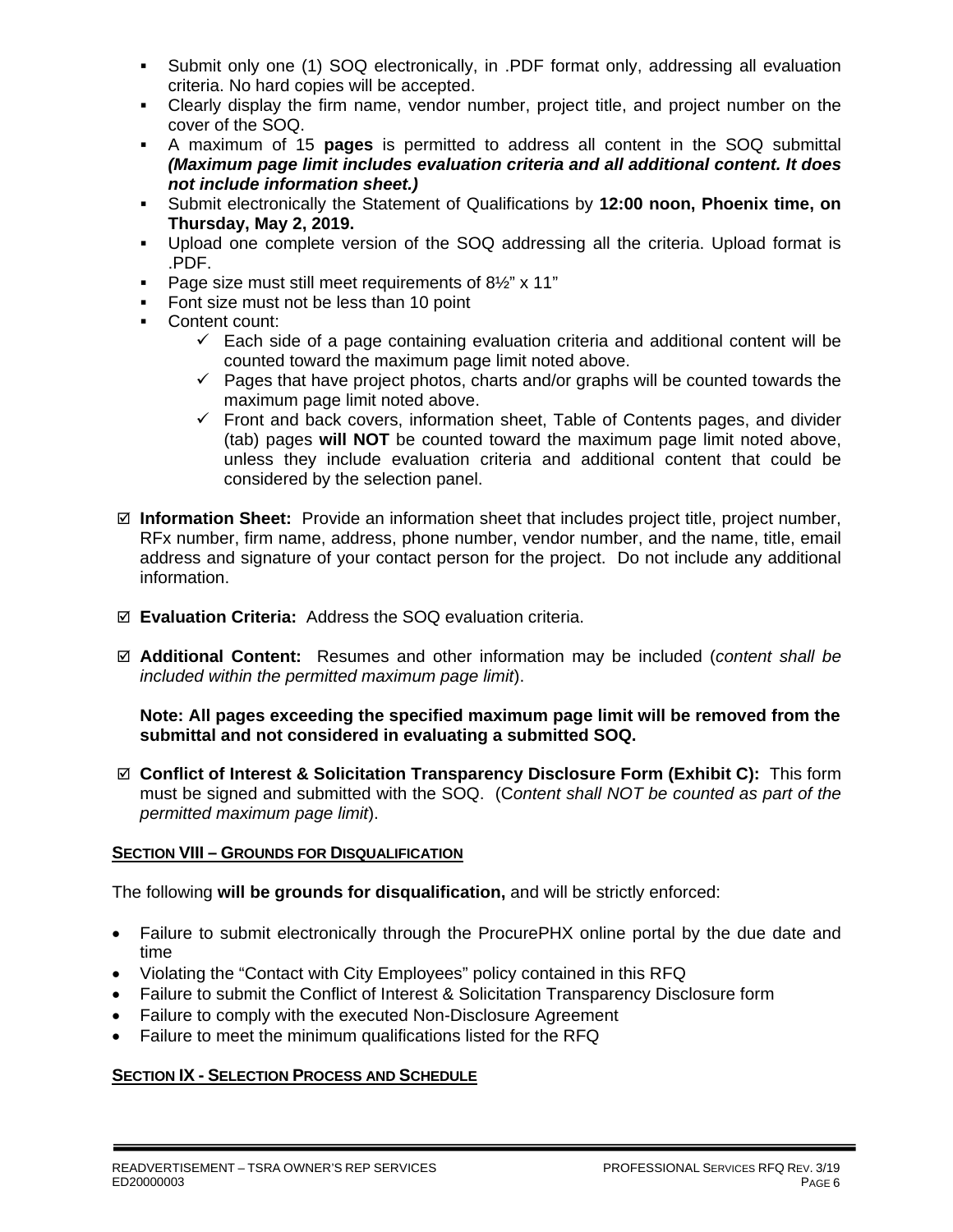- Submit only one (1) SOQ electronically, in .PDF format only, addressing all evaluation criteria. No hard copies will be accepted.
- Clearly display the firm name, vendor number, project title, and project number on the cover of the SOQ.
- A maximum of 15 **pages** is permitted to address all content in the SOQ submittal ***(Maximum page limit includes evaluation criteria and all additional content. It does not include information sheet.)***
- Submit electronically the Statement of Qualifications by **12:00 noon, Phoenix time, on Thursday, May 2, 2019.**
- Upload one complete version of the SOQ addressing all the criteria. Upload format is .PDF.
- Page size must still meet requirements of 8½" x 11"
- Font size must not be less than 10 point
- Content count:
  - ✓ Each side of a page containing evaluation criteria and additional content will be counted toward the maximum page limit noted above.
  - ✓ Pages that have project photos, charts and/or graphs will be counted towards the maximum page limit noted above.
  - ✓ Front and back covers, information sheet, Table of Contents pages, and divider (tab) pages **will NOT** be counted toward the maximum page limit noted above, unless they include evaluation criteria and additional content that could be considered by the selection panel.

☑ **Information Sheet:** Provide an information sheet that includes project title, project number, RFx number, firm name, address, phone number, vendor number, and the name, title, email address and signature of your contact person for the project. Do not include any additional information.

☑ **Evaluation Criteria:** Address the SOQ evaluation criteria.

☑ **Additional Content:** Resumes and other information may be included (*content shall be included within the permitted maximum page limit*).

**Note: All pages exceeding the specified maximum page limit will be removed from the submittal and not considered in evaluating a submitted SOQ.**

☑ **Conflict of Interest & Solicitation Transparency Disclosure Form (Exhibit C):** This form must be signed and submitted with the SOQ. (C*ontent shall NOT be counted as part of the permitted maximum page limit*).

## SECTION VIII – GROUNDS FOR DISQUALIFICATION

The following **will be grounds for disqualification,** and will be strictly enforced:

- Failure to submit electronically through the ProcurePHX online portal by the due date and time
- Violating the "Contact with City Employees" policy contained in this RFQ
- Failure to submit the Conflict of Interest & Solicitation Transparency Disclosure form
- Failure to comply with the executed Non-Disclosure Agreement
- Failure to meet the minimum qualifications listed for the RFQ

## SECTION IX - SELECTION PROCESS AND SCHEDULE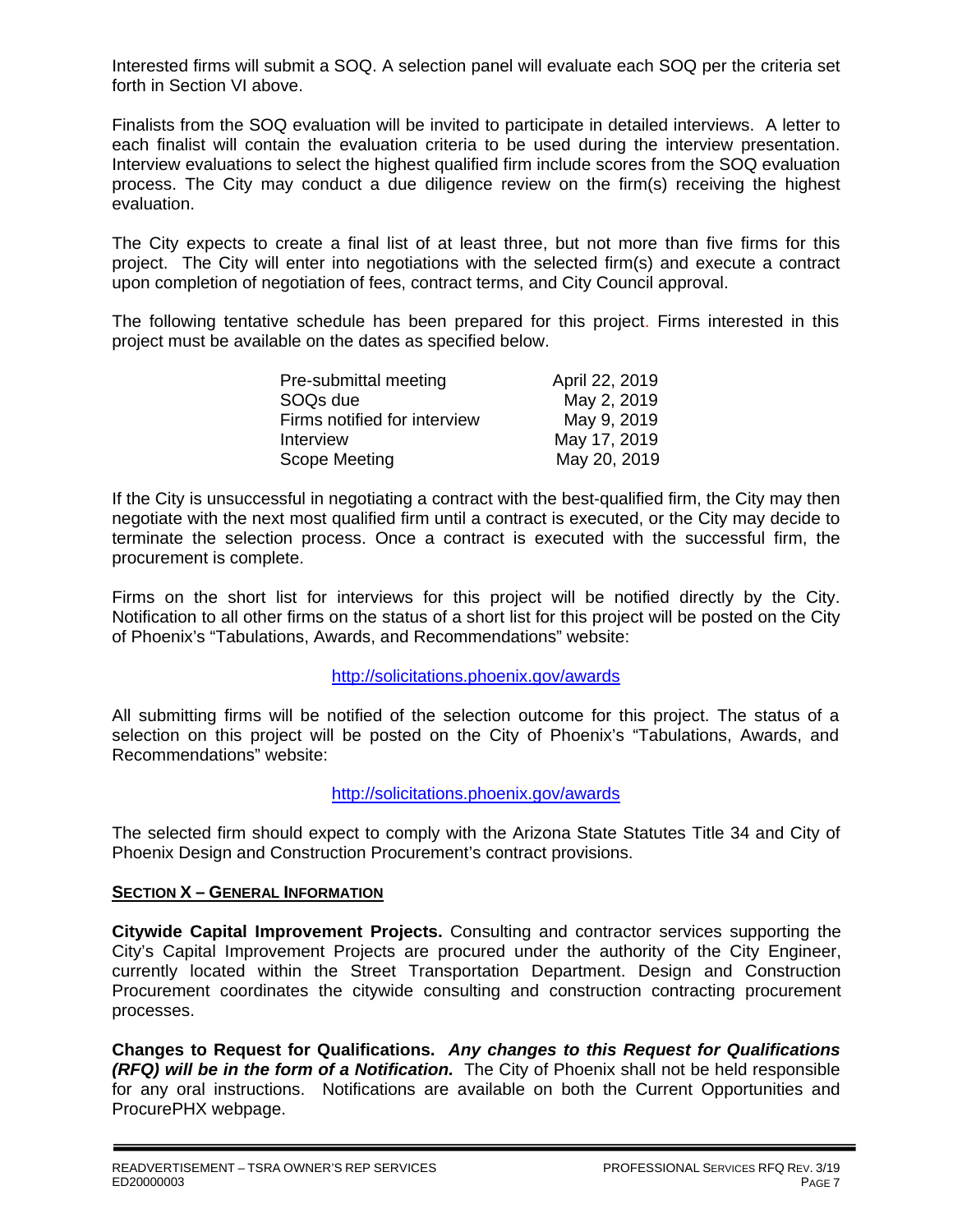Interested firms will submit a SOQ. A selection panel will evaluate each SOQ per the criteria set forth in Section VI above.

Finalists from the SOQ evaluation will be invited to participate in detailed interviews. A letter to each finalist will contain the evaluation criteria to be used during the interview presentation. Interview evaluations to select the highest qualified firm include scores from the SOQ evaluation process. The City may conduct a due diligence review on the firm(s) receiving the highest evaluation.

The City expects to create a final list of at least three, but not more than five firms for this project. The City will enter into negotiations with the selected firm(s) and execute a contract upon completion of negotiation of fees, contract terms, and City Council approval.

The following tentative schedule has been prepared for this project. Firms interested in this project must be available on the dates as specified below.

| | |
|---|---|
| Pre-submittal meeting | April 22, 2019 |
| SOQs due | May 2, 2019 |
| Firms notified for interview | May 9, 2019 |
| Interview | May 17, 2019 |
| Scope Meeting | May 20, 2019 |

If the City is unsuccessful in negotiating a contract with the best-qualified firm, the City may then negotiate with the next most qualified firm until a contract is executed, or the City may decide to terminate the selection process. Once a contract is executed with the successful firm, the procurement is complete.

Firms on the short list for interviews for this project will be notified directly by the City. Notification to all other firms on the status of a short list for this project will be posted on the City of Phoenix's "Tabulations, Awards, and Recommendations" website:

http://solicitations.phoenix.gov/awards

All submitting firms will be notified of the selection outcome for this project. The status of a selection on this project will be posted on the City of Phoenix's "Tabulations, Awards, and Recommendations" website:

http://solicitations.phoenix.gov/awards

The selected firm should expect to comply with the Arizona State Statutes Title 34 and City of Phoenix Design and Construction Procurement's contract provisions.

## SECTION X – GENERAL INFORMATION

**Citywide Capital Improvement Projects.** Consulting and contractor services supporting the City's Capital Improvement Projects are procured under the authority of the City Engineer, currently located within the Street Transportation Department. Design and Construction Procurement coordinates the citywide consulting and construction contracting procurement processes.

**Changes to Request for Qualifications.** ***Any changes to this Request for Qualifications (RFQ) will be in the form of a Notification.*** The City of Phoenix shall not be held responsible for any oral instructions. Notifications are available on both the Current Opportunities and ProcurePHX webpage.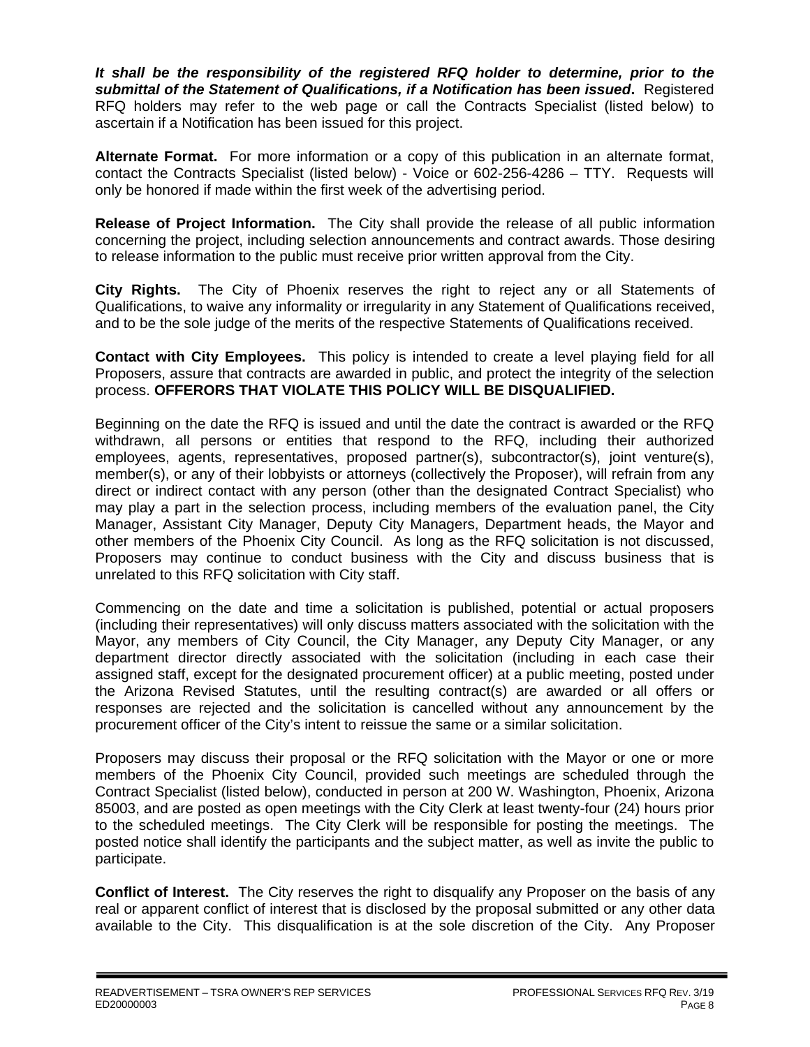***It shall be the responsibility of the registered RFQ holder to determine, prior to the submittal of the Statement of Qualifications, if a Notification has been issued*.** Registered RFQ holders may refer to the web page or call the Contracts Specialist (listed below) to ascertain if a Notification has been issued for this project.

**Alternate Format.** For more information or a copy of this publication in an alternate format, contact the Contracts Specialist (listed below) - Voice or 602-256-4286 – TTY. Requests will only be honored if made within the first week of the advertising period.

**Release of Project Information.** The City shall provide the release of all public information concerning the project, including selection announcements and contract awards. Those desiring to release information to the public must receive prior written approval from the City.

**City Rights.** The City of Phoenix reserves the right to reject any or all Statements of Qualifications, to waive any informality or irregularity in any Statement of Qualifications received, and to be the sole judge of the merits of the respective Statements of Qualifications received.

**Contact with City Employees.** This policy is intended to create a level playing field for all Proposers, assure that contracts are awarded in public, and protect the integrity of the selection process. **OFFERORS THAT VIOLATE THIS POLICY WILL BE DISQUALIFIED.**

Beginning on the date the RFQ is issued and until the date the contract is awarded or the RFQ withdrawn, all persons or entities that respond to the RFQ, including their authorized employees, agents, representatives, proposed partner(s), subcontractor(s), joint venture(s), member(s), or any of their lobbyists or attorneys (collectively the Proposer), will refrain from any direct or indirect contact with any person (other than the designated Contract Specialist) who may play a part in the selection process, including members of the evaluation panel, the City Manager, Assistant City Manager, Deputy City Managers, Department heads, the Mayor and other members of the Phoenix City Council. As long as the RFQ solicitation is not discussed, Proposers may continue to conduct business with the City and discuss business that is unrelated to this RFQ solicitation with City staff.

Commencing on the date and time a solicitation is published, potential or actual proposers (including their representatives) will only discuss matters associated with the solicitation with the Mayor, any members of City Council, the City Manager, any Deputy City Manager, or any department director directly associated with the solicitation (including in each case their assigned staff, except for the designated procurement officer) at a public meeting, posted under the Arizona Revised Statutes, until the resulting contract(s) are awarded or all offers or responses are rejected and the solicitation is cancelled without any announcement by the procurement officer of the City's intent to reissue the same or a similar solicitation.

Proposers may discuss their proposal or the RFQ solicitation with the Mayor or one or more members of the Phoenix City Council, provided such meetings are scheduled through the Contract Specialist (listed below), conducted in person at 200 W. Washington, Phoenix, Arizona 85003, and are posted as open meetings with the City Clerk at least twenty-four (24) hours prior to the scheduled meetings. The City Clerk will be responsible for posting the meetings. The posted notice shall identify the participants and the subject matter, as well as invite the public to participate.

**Conflict of Interest.** The City reserves the right to disqualify any Proposer on the basis of any real or apparent conflict of interest that is disclosed by the proposal submitted or any other data available to the City. This disqualification is at the sole discretion of the City. Any Proposer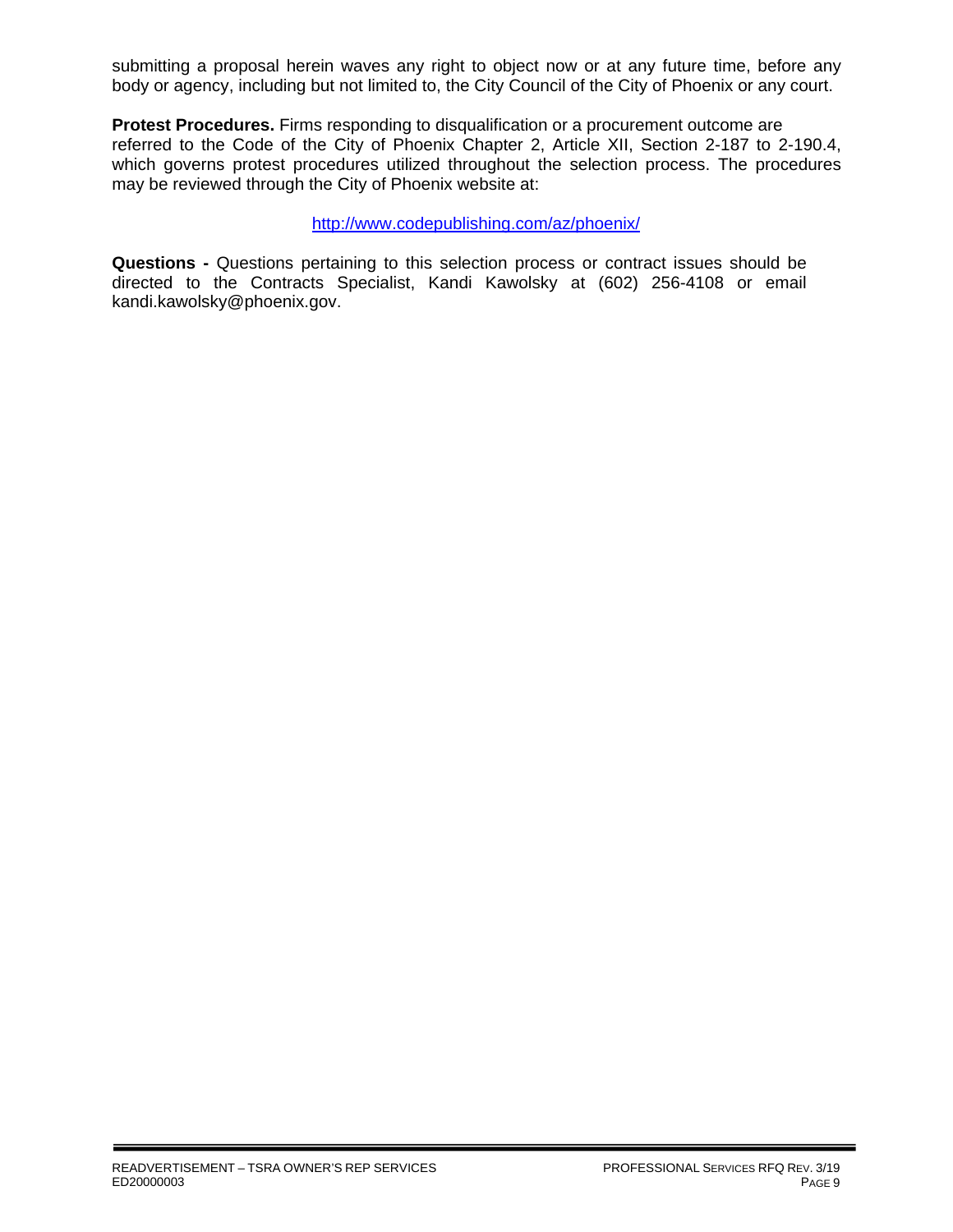submitting a proposal herein waves any right to object now or at any future time, before any body or agency, including but not limited to, the City Council of the City of Phoenix or any court.

**Protest Procedures.** Firms responding to disqualification or a procurement outcome are referred to the Code of the City of Phoenix Chapter 2, Article XII, Section 2-187 to 2-190.4, which governs protest procedures utilized throughout the selection process. The procedures may be reviewed through the City of Phoenix website at:

http://www.codepublishing.com/az/phoenix/

**Questions -** Questions pertaining to this selection process or contract issues should be directed to the Contracts Specialist, Kandi Kawolsky at (602) 256-4108 or email kandi.kawolsky@phoenix.gov.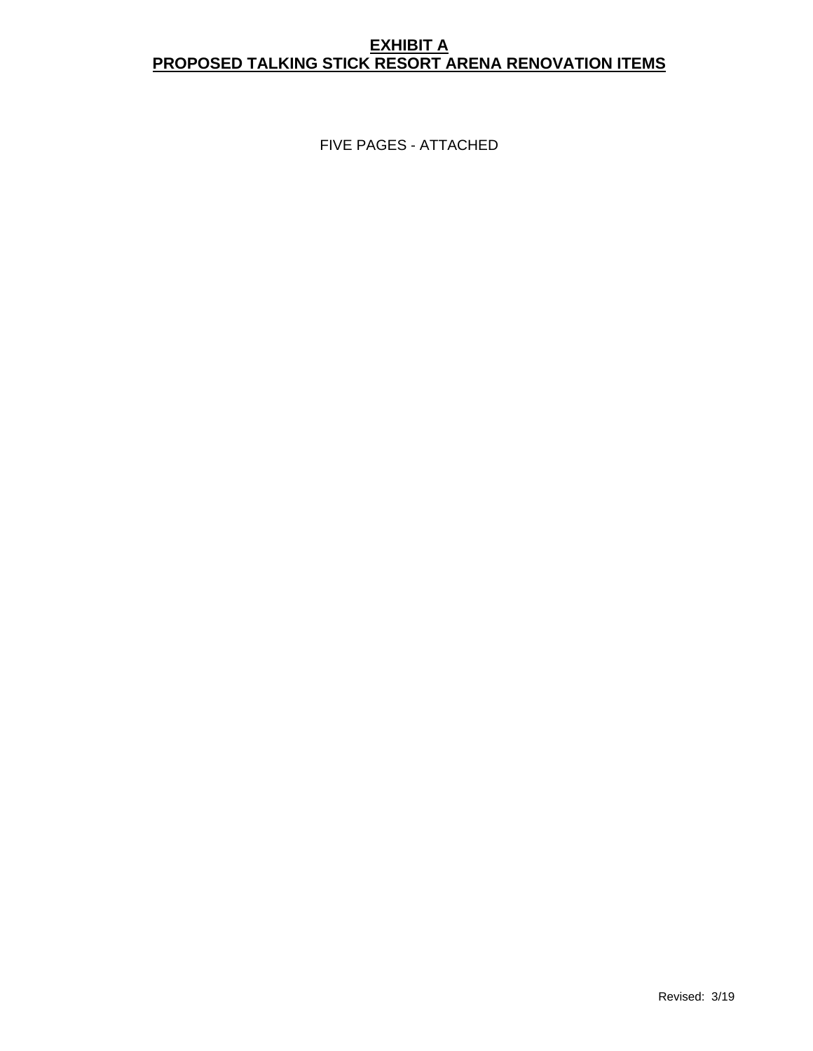# EXHIBIT A
# PROPOSED TALKING STICK RESORT ARENA RENOVATION ITEMS

FIVE PAGES - ATTACHED

Revised: 3/19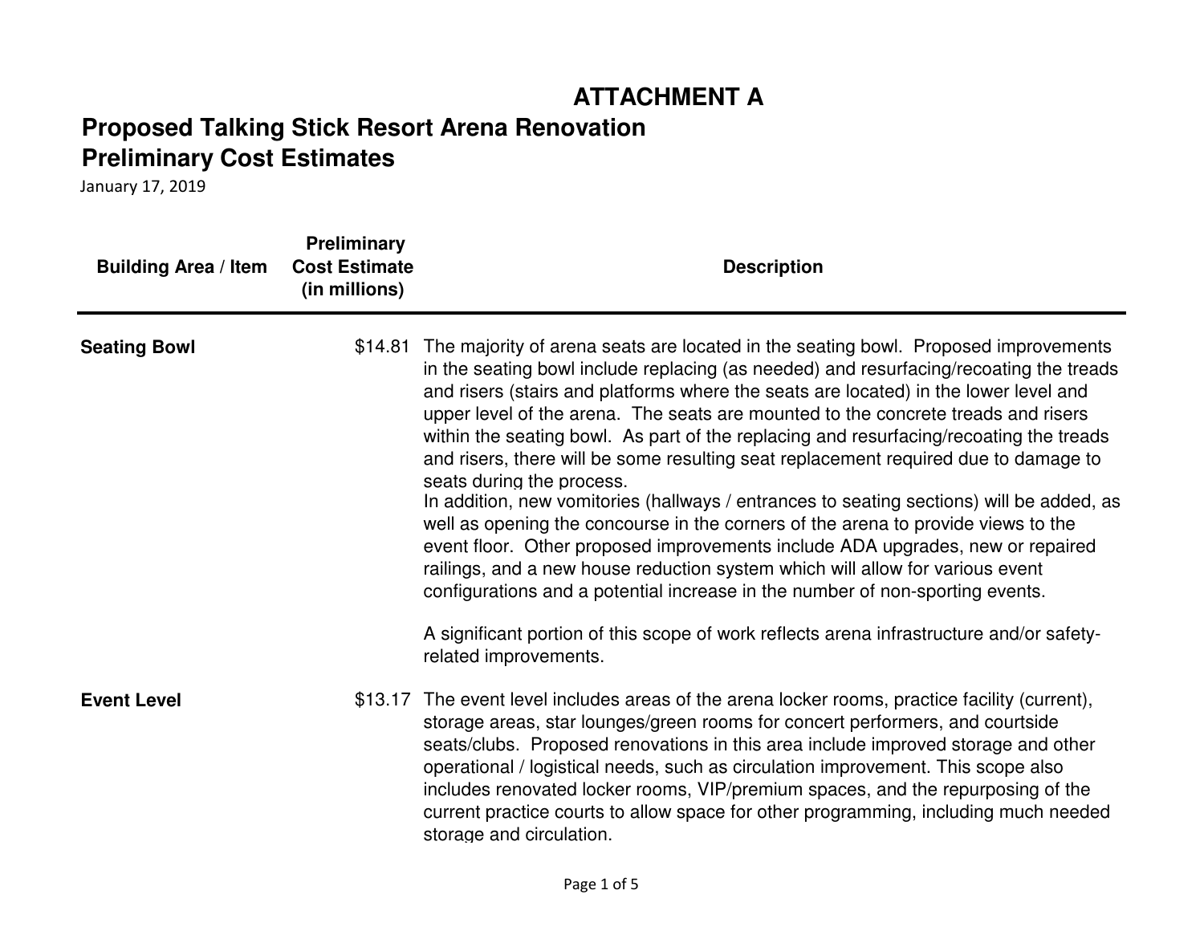# ATTACHMENT A

## Proposed Talking Stick Resort Arena Renovation
## Preliminary Cost Estimates

January 17, 2019

| Building Area / Item | Preliminary Cost Estimate (in millions) | Description |
|---|---|---|
| **Seating Bowl** | $14.81 | The majority of arena seats are located in the seating bowl. Proposed improvements in the seating bowl include replacing (as needed) and resurfacing/recoating the treads and risers (stairs and platforms where the seats are located) in the lower level and upper level of the arena. The seats are mounted to the concrete treads and risers within the seating bowl. As part of the replacing and resurfacing/recoating the treads and risers, there will be some resulting seat replacement required due to damage to seats during the process.<br>In addition, new vomitories (hallways / entrances to seating sections) will be added, as well as opening the concourse in the corners of the arena to provide views to the event floor. Other proposed improvements include ADA upgrades, new or repaired railings, and a new house reduction system which will allow for various event configurations and a potential increase in the number of non-sporting events.<br><br>A significant portion of this scope of work reflects arena infrastructure and/or safety-related improvements. |
| **Event Level** | $13.17 | The event level includes areas of the arena locker rooms, practice facility (current), storage areas, star lounges/green rooms for concert performers, and courtside seats/clubs. Proposed renovations in this area include improved storage and other operational / logistical needs, such as circulation improvement. This scope also includes renovated locker rooms, VIP/premium spaces, and the repurposing of the current practice courts to allow space for other programming, including much needed storage and circulation. |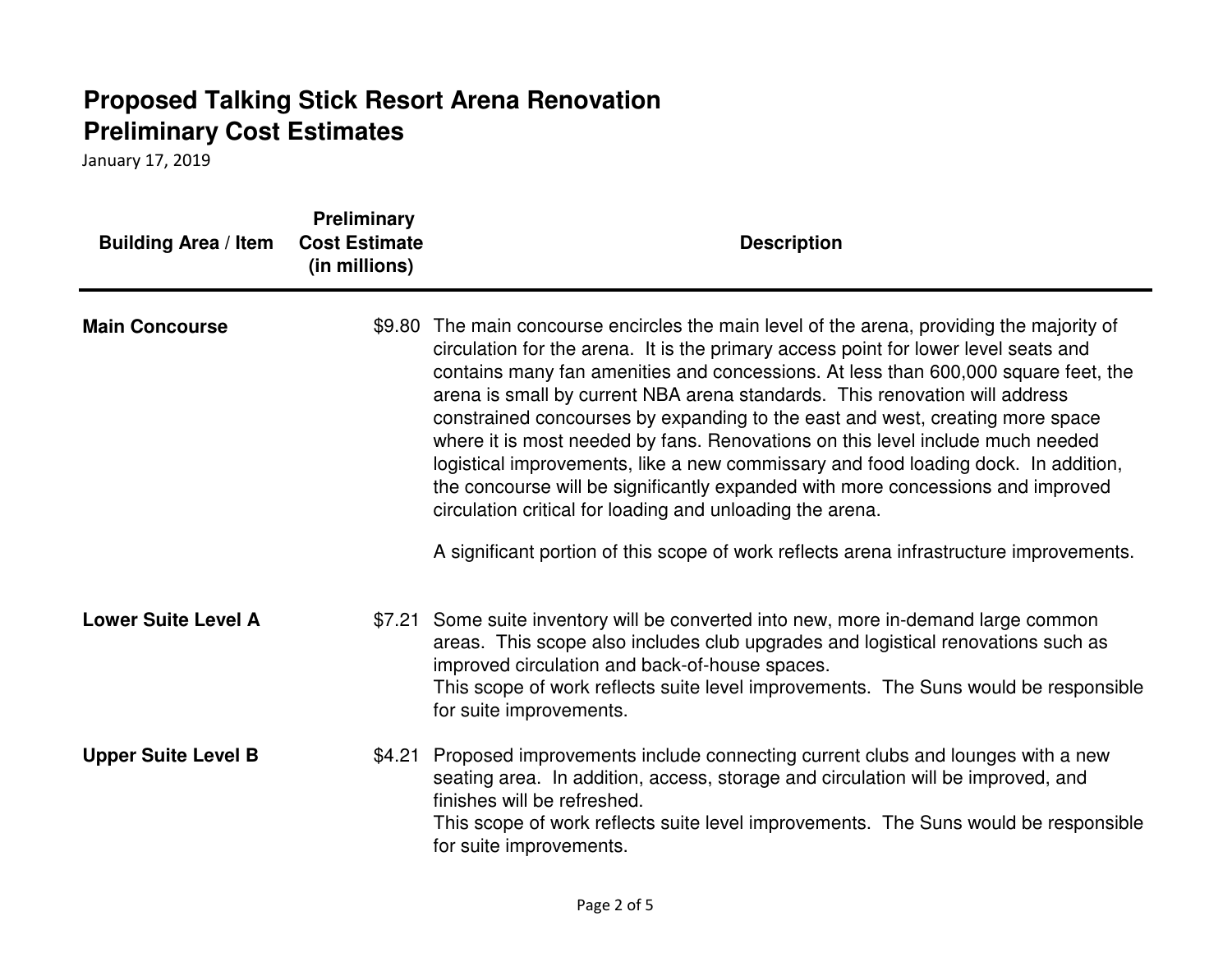# Proposed Talking Stick Resort Arena Renovation
# Preliminary Cost Estimates

January 17, 2019

| Building Area / Item | Preliminary Cost Estimate (in millions) | Description |
|---|---|---|
| **Main Concourse** | $9.80 | The main concourse encircles the main level of the arena, providing the majority of circulation for the arena. It is the primary access point for lower level seats and contains many fan amenities and concessions. At less than 600,000 square feet, the arena is small by current NBA arena standards. This renovation will address constrained concourses by expanding to the east and west, creating more space where it is most needed by fans. Renovations on this level include much needed logistical improvements, like a new commissary and food loading dock. In addition, the concourse will be significantly expanded with more concessions and improved circulation critical for loading and unloading the arena.<br><br>A significant portion of this scope of work reflects arena infrastructure improvements. |
| **Lower Suite Level A** | $7.21 | Some suite inventory will be converted into new, more in-demand large common areas. This scope also includes club upgrades and logistical renovations such as improved circulation and back-of-house spaces.<br>This scope of work reflects suite level improvements. The Suns would be responsible for suite improvements. |
| **Upper Suite Level B** | $4.21 | Proposed improvements include connecting current clubs and lounges with a new seating area. In addition, access, storage and circulation will be improved, and finishes will be refreshed.<br>This scope of work reflects suite level improvements. The Suns would be responsible for suite improvements. |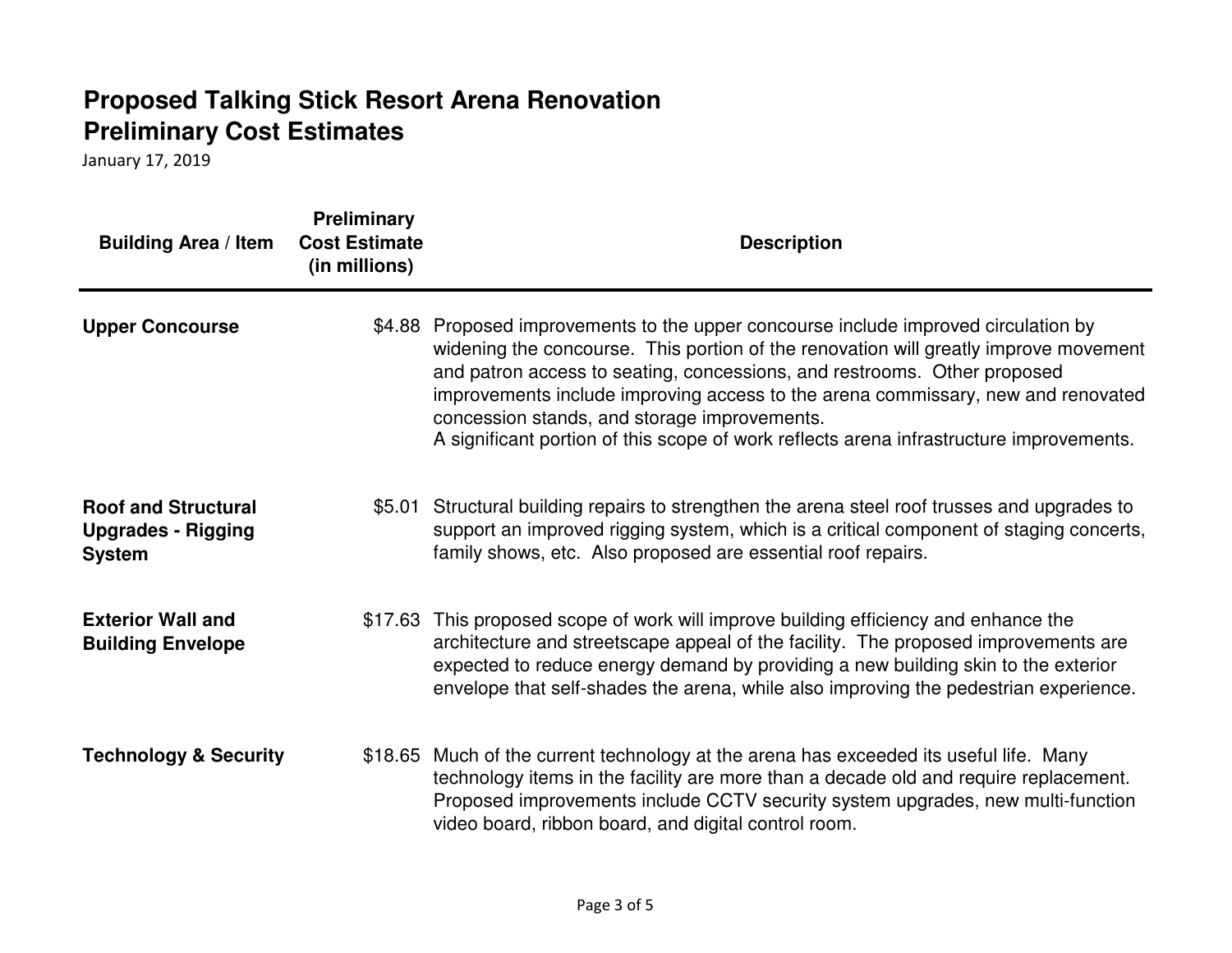# Proposed Talking Stick Resort Arena Renovation
# Preliminary Cost Estimates

January 17, 2019

| Building Area / Item | Preliminary Cost Estimate (in millions) | Description |
|---|---|---|
| **Upper Concourse** | $4.88 | Proposed improvements to the upper concourse include improved circulation by widening the concourse. This portion of the renovation will greatly improve movement and patron access to seating, concessions, and restrooms. Other proposed improvements include improving access to the arena commissary, new and renovated concession stands, and storage improvements.<br>A significant portion of this scope of work reflects arena infrastructure improvements. |
| **Roof and Structural Upgrades - Rigging System** | $5.01 | Structural building repairs to strengthen the arena steel roof trusses and upgrades to support an improved rigging system, which is a critical component of staging concerts, family shows, etc. Also proposed are essential roof repairs. |
| **Exterior Wall and Building Envelope** | $17.63 | This proposed scope of work will improve building efficiency and enhance the architecture and streetscape appeal of the facility. The proposed improvements are expected to reduce energy demand by providing a new building skin to the exterior envelope that self-shades the arena, while also improving the pedestrian experience. |
| **Technology & Security** | $18.65 | Much of the current technology at the arena has exceeded its useful life. Many technology items in the facility are more than a decade old and require replacement. Proposed improvements include CCTV security system upgrades, new multi-function video board, ribbon board, and digital control room. |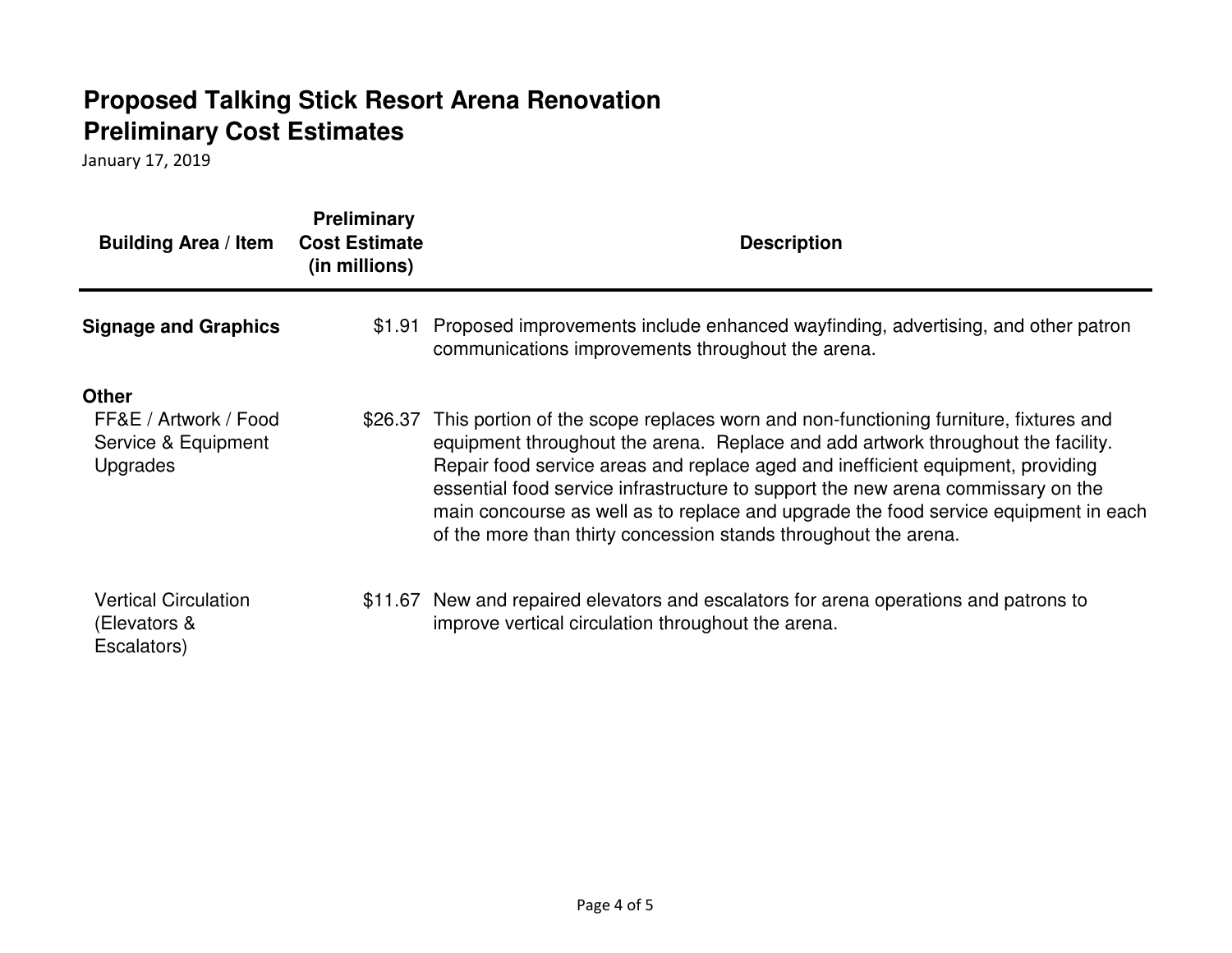# Proposed Talking Stick Resort Arena Renovation
# Preliminary Cost Estimates

January 17, 2019

| Building Area / Item | Preliminary Cost Estimate (in millions) | Description |
|---|---|---|
| **Signage and Graphics** | $1.91 | Proposed improvements include enhanced wayfinding, advertising, and other patron communications improvements throughout the arena. |
| **Other** | | |
| FF&E / Artwork / Food Service & Equipment Upgrades | $26.37 | This portion of the scope replaces worn and non-functioning furniture, fixtures and equipment throughout the arena. Replace and add artwork throughout the facility. Repair food service areas and replace aged and inefficient equipment, providing essential food service infrastructure to support the new arena commissary on the main concourse as well as to replace and upgrade the food service equipment in each of the more than thirty concession stands throughout the arena. |
| Vertical Circulation (Elevators & Escalators) | $11.67 | New and repaired elevators and escalators for arena operations and patrons to improve vertical circulation throughout the arena. |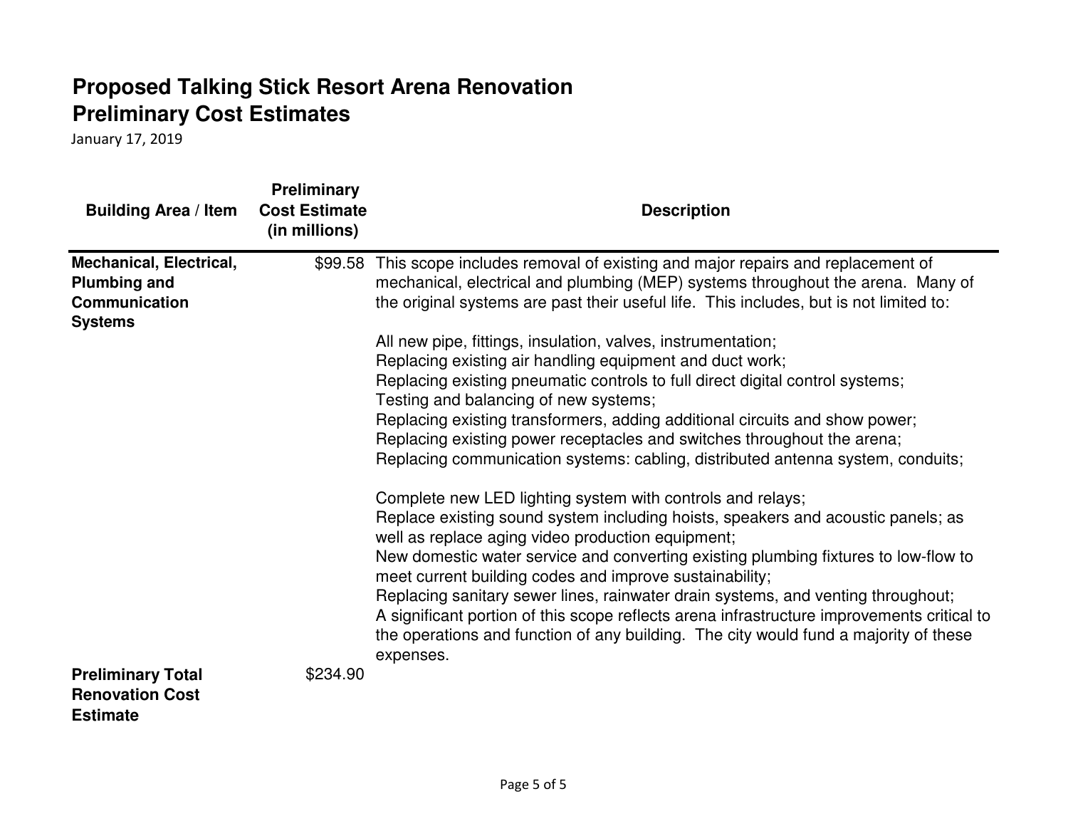# Proposed Talking Stick Resort Arena Renovation

# Preliminary Cost Estimates

January 17, 2019

| Building Area / Item | Preliminary Cost Estimate (in millions) | Description |
|---|---|---|
| **Mechanical, Electrical, Plumbing and Communication Systems** | $99.58 | This scope includes removal of existing and major repairs and replacement of mechanical, electrical and plumbing (MEP) systems throughout the arena. Many of the original systems are past their useful life. This includes, but is not limited to:<br><br>All new pipe, fittings, insulation, valves, instrumentation;<br>Replacing existing air handling equipment and duct work;<br>Replacing existing pneumatic controls to full direct digital control systems;<br>Testing and balancing of new systems;<br>Replacing existing transformers, adding additional circuits and show power;<br>Replacing existing power receptacles and switches throughout the arena;<br>Replacing communication systems: cabling, distributed antenna system, conduits;<br><br>Complete new LED lighting system with controls and relays;<br>Replace existing sound system including hoists, speakers and acoustic panels; as well as replace aging video production equipment;<br>New domestic water service and converting existing plumbing fixtures to low-flow to meet current building codes and improve sustainability;<br>Replacing sanitary sewer lines, rainwater drain systems, and venting throughout;<br>A significant portion of this scope reflects arena infrastructure improvements critical to the operations and function of any building. The city would fund a majority of these expenses. |
| **Preliminary Total Renovation Cost Estimate** | $234.90 | |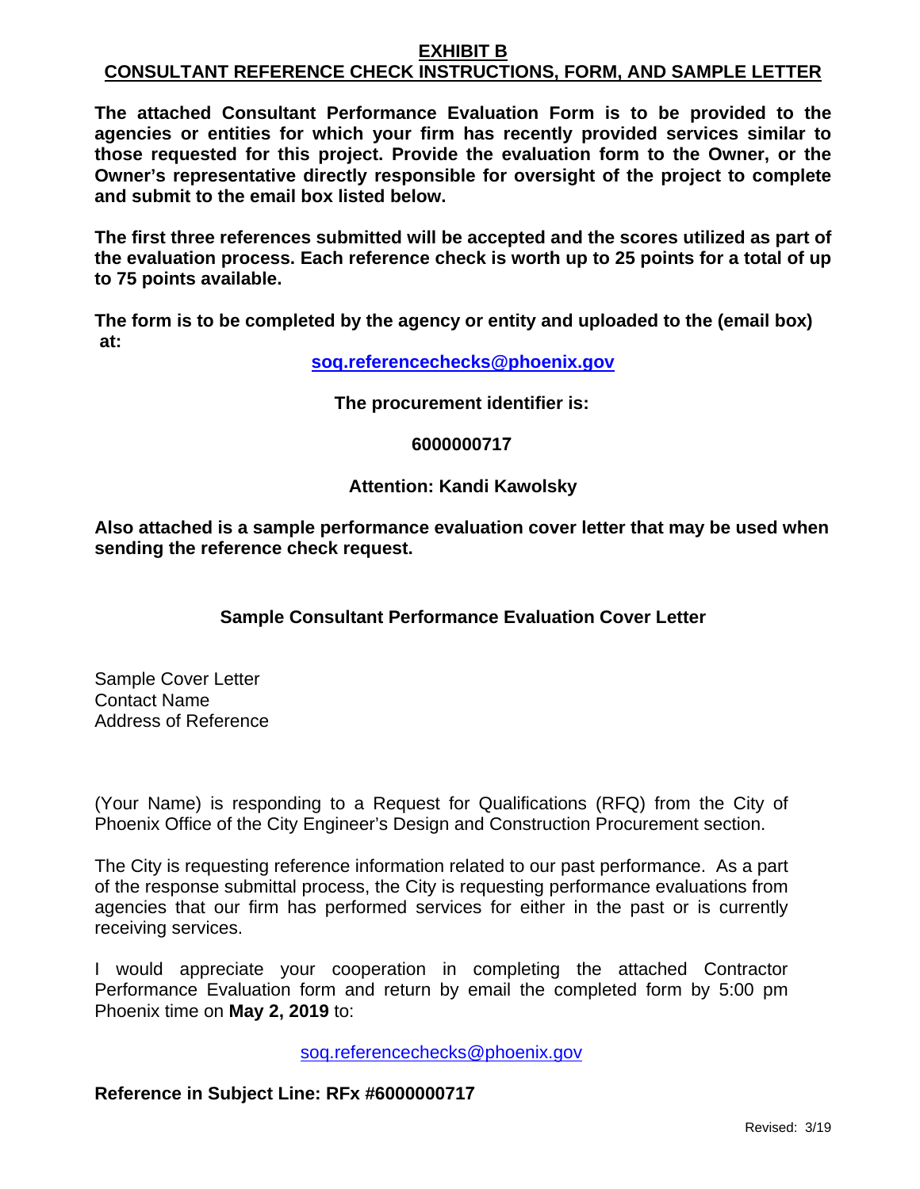# EXHIBIT B
## CONSULTANT REFERENCE CHECK INSTRUCTIONS, FORM, AND SAMPLE LETTER

**The attached Consultant Performance Evaluation Form is to be provided to the agencies or entities for which your firm has recently provided services similar to those requested for this project. Provide the evaluation form to the Owner, or the Owner's representative directly responsible for oversight of the project to complete and submit to the email box listed below.**

**The first three references submitted will be accepted and the scores utilized as part of the evaluation process. Each reference check is worth up to 25 points for a total of up to 75 points available.**

**The form is to be completed by the agency or entity and uploaded to the (email box) at:**

**soq.referencechecks@phoenix.gov**

**The procurement identifier is:**

**6000000717**

**Attention: Kandi Kawolsky**

**Also attached is a sample performance evaluation cover letter that may be used when sending the reference check request.**

### Sample Consultant Performance Evaluation Cover Letter

Sample Cover Letter
Contact Name
Address of Reference

(Your Name) is responding to a Request for Qualifications (RFQ) from the City of Phoenix Office of the City Engineer's Design and Construction Procurement section.

The City is requesting reference information related to our past performance. As a part of the response submittal process, the City is requesting performance evaluations from agencies that our firm has performed services for either in the past or is currently receiving services.

I would appreciate your cooperation in completing the attached Contractor Performance Evaluation form and return by email the completed form by 5:00 pm Phoenix time on **May 2, 2019** to:

soq.referencechecks@phoenix.gov

**Reference in Subject Line: RFx #6000000717**

Revised: 3/19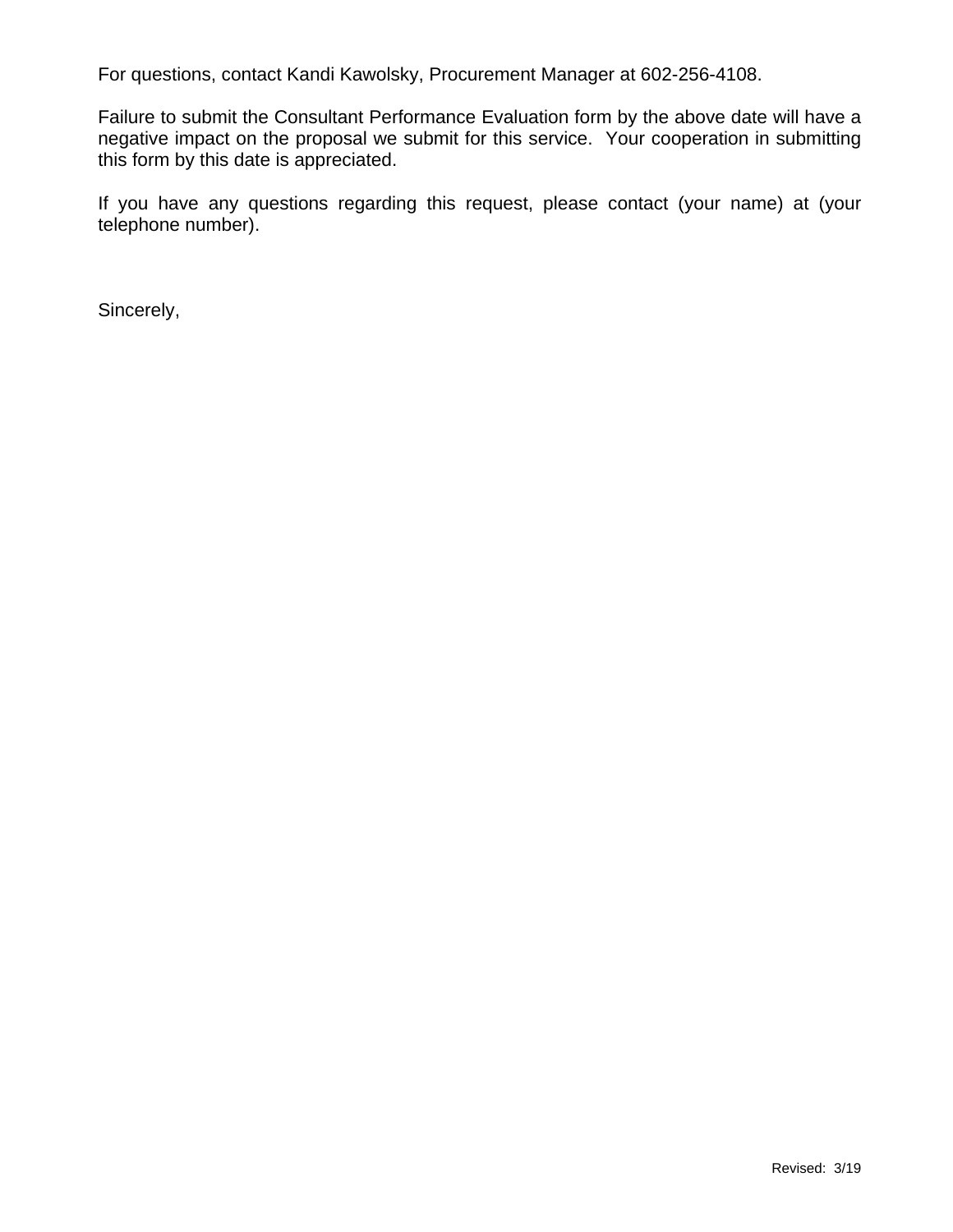For questions, contact Kandi Kawolsky, Procurement Manager at 602-256-4108.

Failure to submit the Consultant Performance Evaluation form by the above date will have a negative impact on the proposal we submit for this service. Your cooperation in submitting this form by this date is appreciated.

If you have any questions regarding this request, please contact (your name) at (your telephone number).

Sincerely,

Revised: 3/19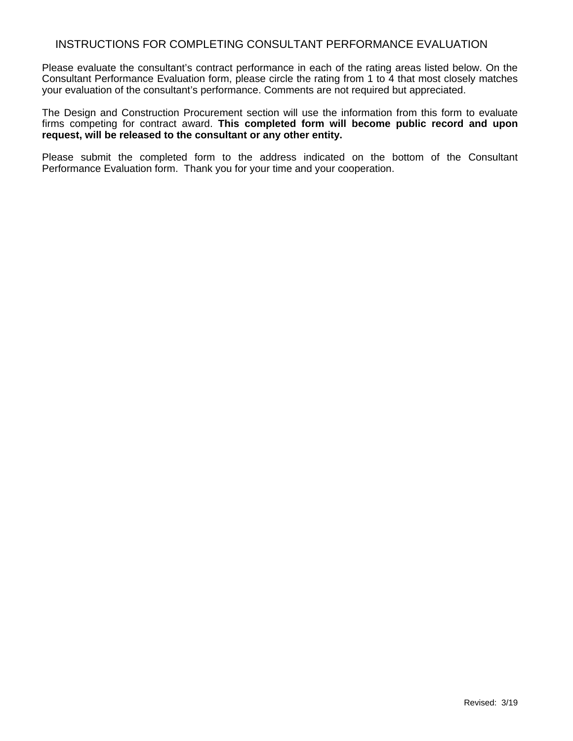# INSTRUCTIONS FOR COMPLETING CONSULTANT PERFORMANCE EVALUATION

Please evaluate the consultant's contract performance in each of the rating areas listed below. On the Consultant Performance Evaluation form, please circle the rating from 1 to 4 that most closely matches your evaluation of the consultant's performance. Comments are not required but appreciated.

The Design and Construction Procurement section will use the information from this form to evaluate firms competing for contract award. **This completed form will become public record and upon request, will be released to the consultant or any other entity.**

Please submit the completed form to the address indicated on the bottom of the Consultant Performance Evaluation form. Thank you for your time and your cooperation.

Revised: 3/19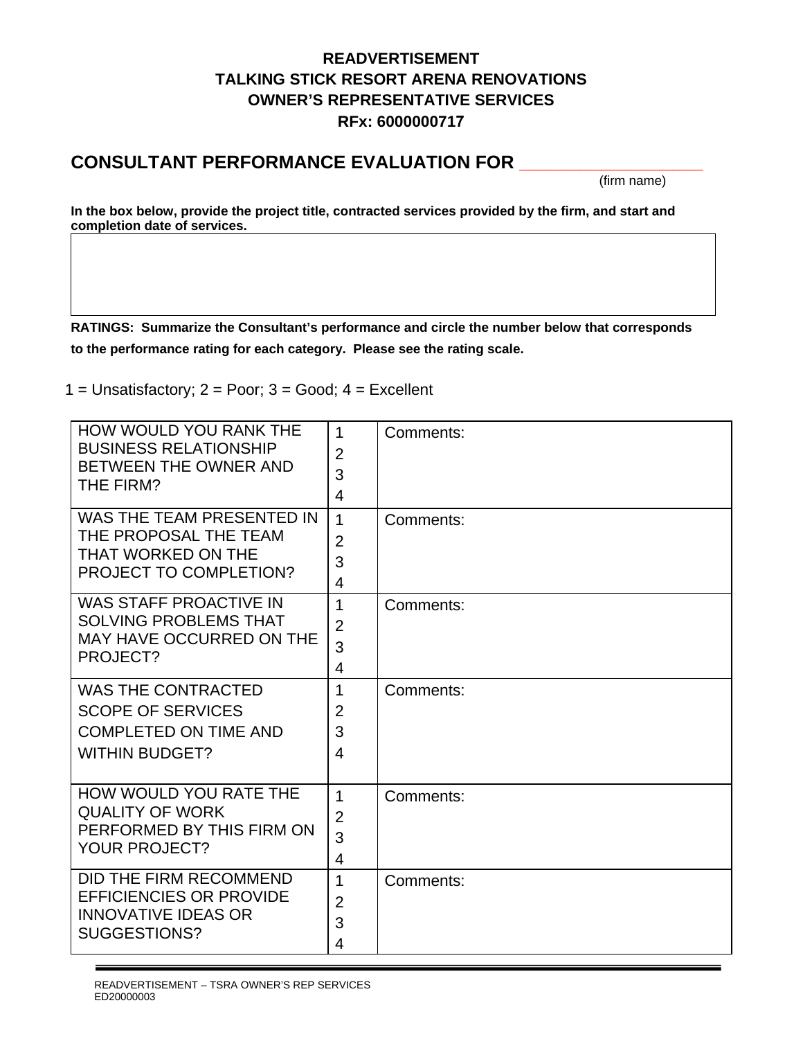**READVERTISEMENT**
**TALKING STICK RESORT ARENA RENOVATIONS**
**OWNER'S REPRESENTATIVE SERVICES**
**RFx: 6000000717**

## CONSULTANT PERFORMANCE EVALUATION FOR ___________________

(firm name)

**In the box below, provide the project title, contracted services provided by the firm, and start and completion date of services.**

| |
|---|
| |

**RATINGS: Summarize the Consultant's performance and circle the number below that corresponds to the performance rating for each category. Please see the rating scale.**

1 = Unsatisfactory; 2 = Poor; 3 = Good; 4 = Excellent

| Question | Rating | Comments |
|---|---|---|
| HOW WOULD YOU RANK THE BUSINESS RELATIONSHIP BETWEEN THE OWNER AND THE FIRM? | 1 2 3 4 | Comments: |
| WAS THE TEAM PRESENTED IN THE PROPOSAL THE TEAM THAT WORKED ON THE PROJECT TO COMPLETION? | 1 2 3 4 | Comments: |
| WAS STAFF PROACTIVE IN SOLVING PROBLEMS THAT MAY HAVE OCCURRED ON THE PROJECT? | 1 2 3 4 | Comments: |
| WAS THE CONTRACTED SCOPE OF SERVICES COMPLETED ON TIME AND WITHIN BUDGET? | 1 2 3 4 | Comments: |
| HOW WOULD YOU RATE THE QUALITY OF WORK PERFORMED BY THIS FIRM ON YOUR PROJECT? | 1 2 3 4 | Comments: |
| DID THE FIRM RECOMMEND EFFICIENCIES OR PROVIDE INNOVATIVE IDEAS OR SUGGESTIONS? | 1 2 3 4 | Comments: |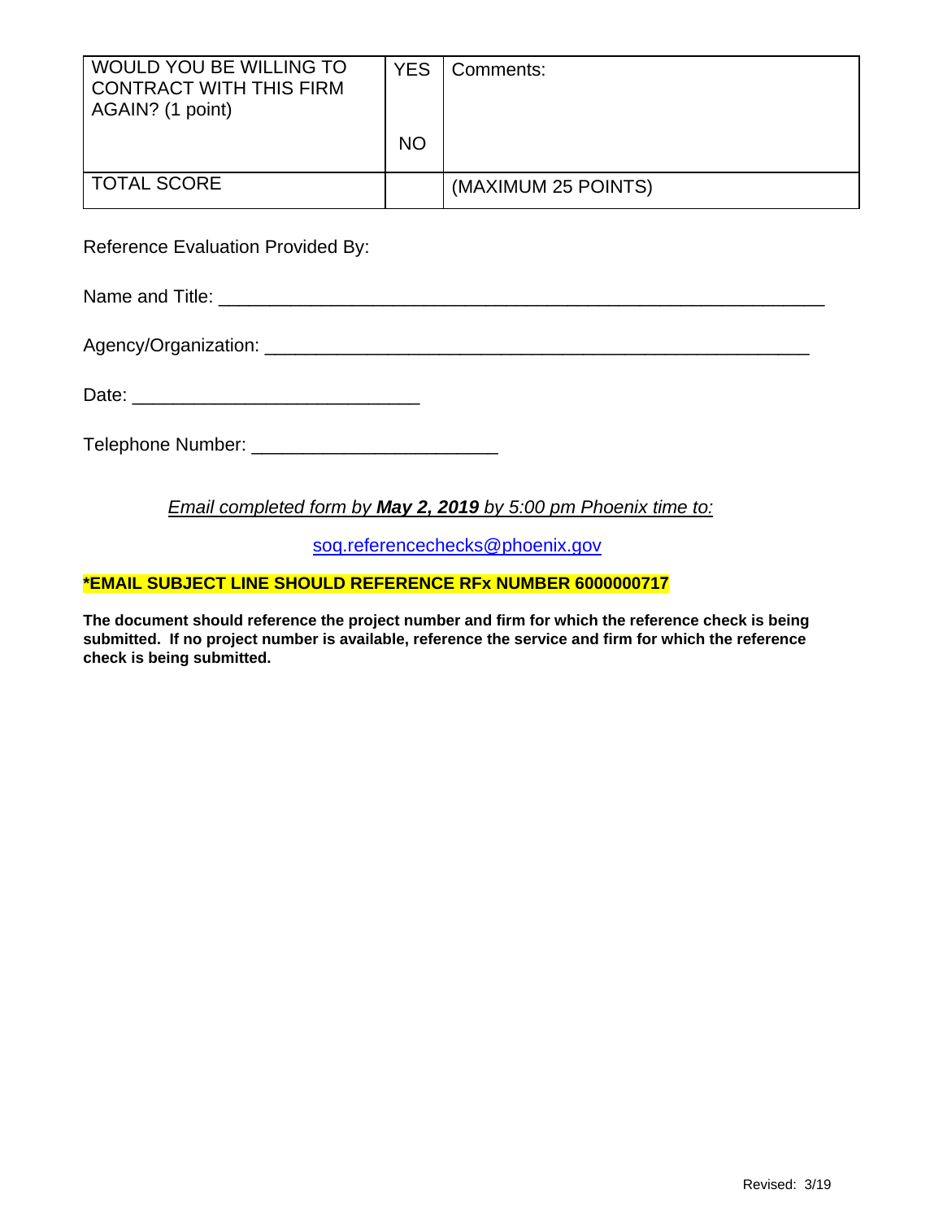| WOULD YOU BE WILLING TO CONTRACT WITH THIS FIRM AGAIN? (1 point) | YES<br><br>NO | Comments: |
|---|---|---|
| TOTAL SCORE | | (MAXIMUM 25 POINTS) |

Reference Evaluation Provided By:

Name and Title: ___________________________________________________________

Agency/Organization: ______________________________________________________

Date: ____________________________

Telephone Number: ________________________

*Email completed form by* ***May 2, 2019*** *by 5:00 pm Phoenix time to:*

soq.referencechecks@phoenix.gov

**\*EMAIL SUBJECT LINE SHOULD REFERENCE RFx NUMBER 6000000717**

**The document should reference the project number and firm for which the reference check is being submitted. If no project number is available, reference the service and firm for which the reference check is being submitted.**

Revised: 3/19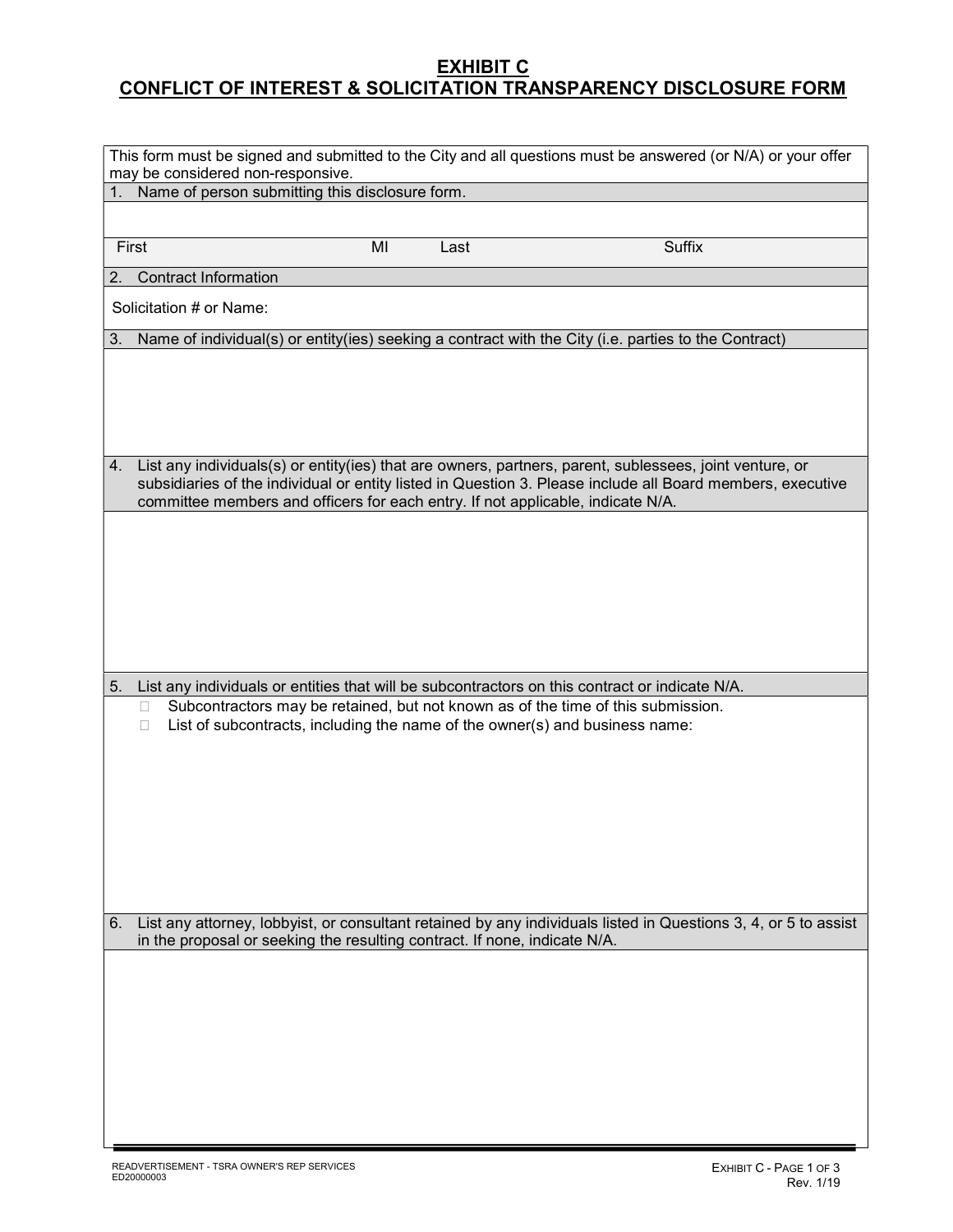# EXHIBIT C
# CONFLICT OF INTEREST & SOLICITATION TRANSPARENCY DISCLOSURE FORM

This form must be signed and submitted to the City and all questions must be answered (or N/A) or your offer may be considered non-responsive.

1. Name of person submitting this disclosure form.

| First | MI | Last | Suffix |
|---|---|---|---|
| | | | |

2. Contract Information

Solicitation # or Name:

3. Name of individual(s) or entity(ies) seeking a contract with the City (i.e. parties to the Contract)

4. List any individuals(s) or entity(ies) that are owners, partners, parent, sublessees, joint venture, or subsidiaries of the individual or entity listed in Question 3. Please include all Board members, executive committee members and officers for each entry. If not applicable, indicate N/A.

5. List any individuals or entities that will be subcontractors on this contract or indicate N/A.

- ☐ Subcontractors may be retained, but not known as of the time of this submission.
- ☐ List of subcontracts, including the name of the owner(s) and business name:

6. List any attorney, lobbyist, or consultant retained by any individuals listed in Questions 3, 4, or 5 to assist in the proposal or seeking the resulting contract. If none, indicate N/A.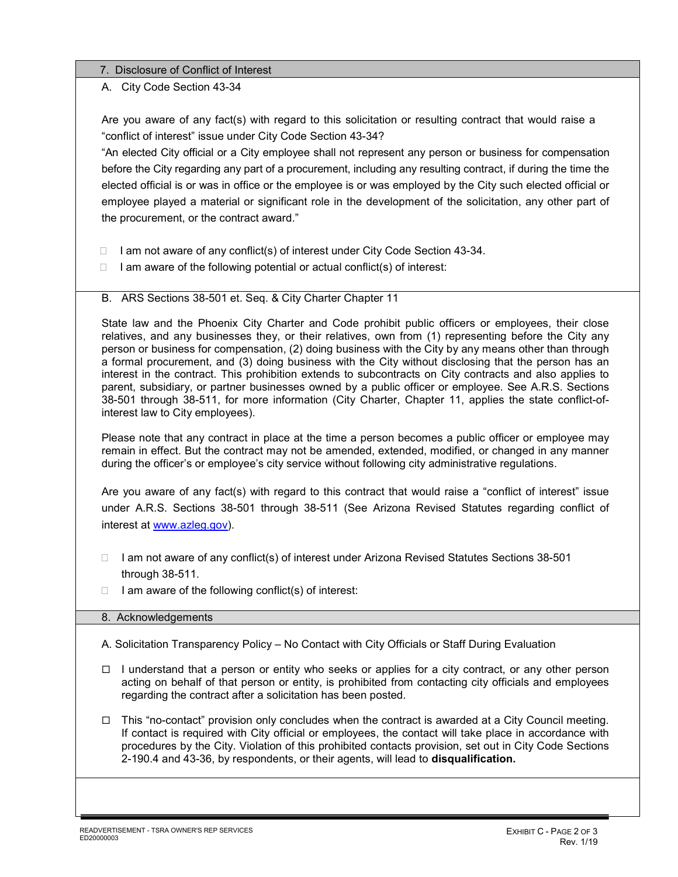## 7. Disclosure of Conflict of Interest

### A. City Code Section 43-34

Are you aware of any fact(s) with regard to this solicitation or resulting contract that would raise a "conflict of interest" issue under City Code Section 43-34?

"An elected City official or a City employee shall not represent any person or business for compensation before the City regarding any part of a procurement, including any resulting contract, if during the time the elected official is or was in office or the employee is or was employed by the City such elected official or employee played a material or significant role in the development of the solicitation, any other part of the procurement, or the contract award."

- ☐ I am not aware of any conflict(s) of interest under City Code Section 43-34.
- ☐ I am aware of the following potential or actual conflict(s) of interest:

### B. ARS Sections 38-501 et. Seq. & City Charter Chapter 11

State law and the Phoenix City Charter and Code prohibit public officers or employees, their close relatives, and any businesses they, or their relatives, own from (1) representing before the City any person or business for compensation, (2) doing business with the City by any means other than through a formal procurement, and (3) doing business with the City without disclosing that the person has an interest in the contract. This prohibition extends to subcontracts on City contracts and also applies to parent, subsidiary, or partner businesses owned by a public officer or employee. See A.R.S. Sections 38-501 through 38-511, for more information (City Charter, Chapter 11, applies the state conflict-of-interest law to City employees).

Please note that any contract in place at the time a person becomes a public officer or employee may remain in effect. But the contract may not be amended, extended, modified, or changed in any manner during the officer's or employee's city service without following city administrative regulations.

Are you aware of any fact(s) with regard to this contract that would raise a "conflict of interest" issue under A.R.S. Sections 38-501 through 38-511 (See Arizona Revised Statutes regarding conflict of interest at www.azleg.gov).

- ☐ I am not aware of any conflict(s) of interest under Arizona Revised Statutes Sections 38-501 through 38-511.
- ☐ I am aware of the following conflict(s) of interest:

## 8. Acknowledgements

A. Solicitation Transparency Policy – No Contact with City Officials or Staff During Evaluation

- ☐ I understand that a person or entity who seeks or applies for a city contract, or any other person acting on behalf of that person or entity, is prohibited from contacting city officials and employees regarding the contract after a solicitation has been posted.
- ☐ This "no-contact" provision only concludes when the contract is awarded at a City Council meeting. If contact is required with City official or employees, the contact will take place in accordance with procedures by the City. Violation of this prohibited contacts provision, set out in City Code Sections 2-190.4 and 43-36, by respondents, or their agents, will lead to **disqualification.**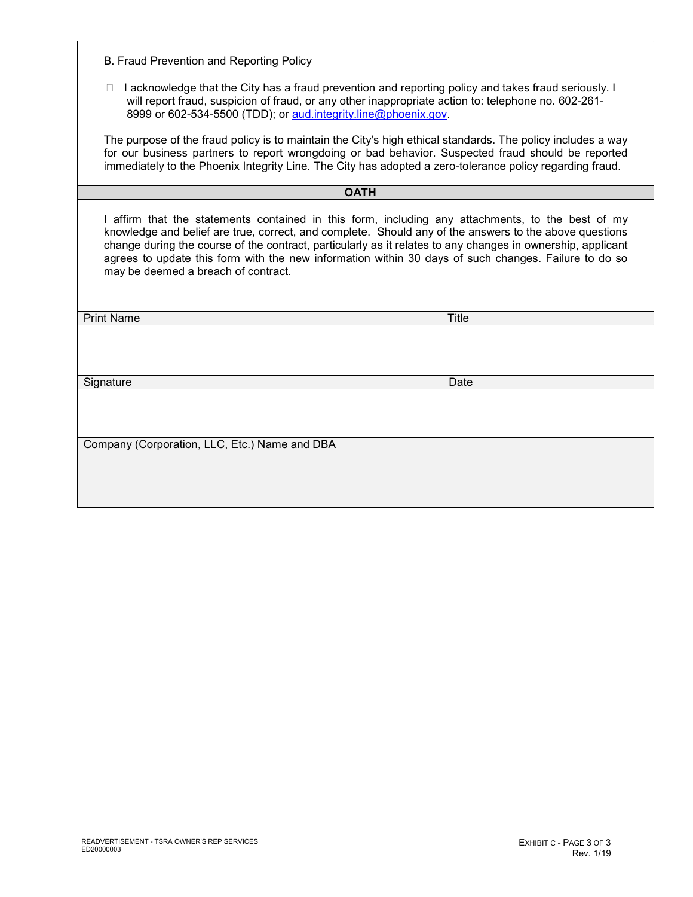B. Fraud Prevention and Reporting Policy

☐ I acknowledge that the City has a fraud prevention and reporting policy and takes fraud seriously. I will report fraud, suspicion of fraud, or any other inappropriate action to: telephone no. 602-261-8999 or 602-534-5500 (TDD); or aud.integrity.line@phoenix.gov.

The purpose of the fraud policy is to maintain the City's high ethical standards. The policy includes a way for our business partners to report wrongdoing or bad behavior. Suspected fraud should be reported immediately to the Phoenix Integrity Line. The City has adopted a zero-tolerance policy regarding fraud.

## OATH

I affirm that the statements contained in this form, including any attachments, to the best of my knowledge and belief are true, correct, and complete. Should any of the answers to the above questions change during the course of the contract, particularly as it relates to any changes in ownership, applicant agrees to update this form with the new information within 30 days of such changes. Failure to do so may be deemed a breach of contract.

| Print Name | Title |
|---|---|
| | |
| **Signature** | **Date** |
| | |
| **Company (Corporation, LLC, Etc.) Name and DBA** | |
| | |